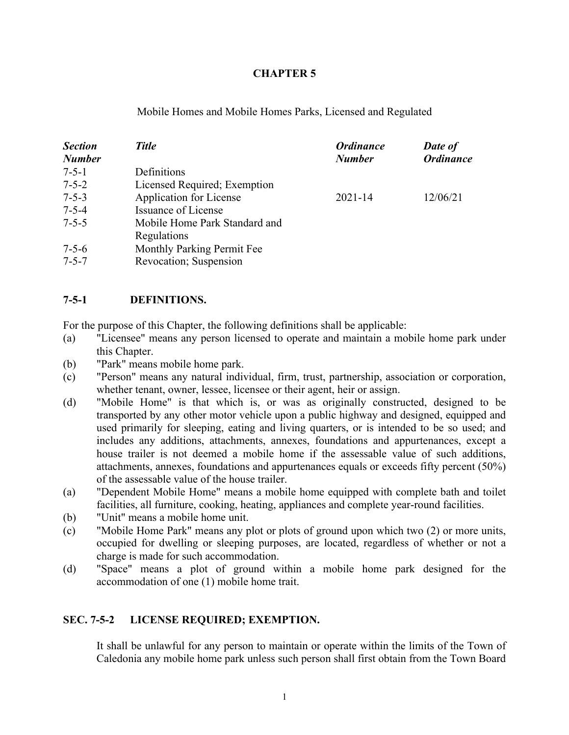## CHAPTER 5

Mobile Homes and Mobile Homes Parks, Licensed and Regulated

| ***Section Number*** | ***Title*** | ***Ordinance Number*** | ***Date of Ordinance*** |
|---|---|---|---|
| 7-5-1 | Definitions | | |
| 7-5-2 | Licensed Required; Exemption | | |
| 7-5-3 | Application for License | 2021-14 | 12/06/21 |
| 7-5-4 | Issuance of License | | |
| 7-5-5 | Mobile Home Park Standard and Regulations | | |
| 7-5-6 | Monthly Parking Permit Fee | | |
| 7-5-7 | Revocation; Suspension | | |

### 7-5-1 DEFINITIONS.

For the purpose of this Chapter, the following definitions shall be applicable:

(a) "Licensee" means any person licensed to operate and maintain a mobile home park under this Chapter.

(b) "Park" means mobile home park.

(c) "Person" means any natural individual, firm, trust, partnership, association or corporation, whether tenant, owner, lessee, licensee or their agent, heir or assign.

(d) "Mobile Home" is that which is, or was as originally constructed, designed to be transported by any other motor vehicle upon a public highway and designed, equipped and used primarily for sleeping, eating and living quarters, or is intended to be so used; and includes any additions, attachments, annexes, foundations and appurtenances, except a house trailer is not deemed a mobile home if the assessable value of such additions, attachments, annexes, foundations and appurtenances equals or exceeds fifty percent (50%) of the assessable value of the house trailer.

(a) "Dependent Mobile Home" means a mobile home equipped with complete bath and toilet facilities, all furniture, cooking, heating, appliances and complete year-round facilities.

(b) "Unit" means a mobile home unit.

(c) "Mobile Home Park" means any plot or plots of ground upon which two (2) or more units, occupied for dwelling or sleeping purposes, are located, regardless of whether or not a charge is made for such accommodation.

(d) "Space" means a plot of ground within a mobile home park designed for the accommodation of one (1) mobile home trait.

### SEC. 7-5-2 LICENSE REQUIRED; EXEMPTION.

It shall be unlawful for any person to maintain or operate within the limits of the Town of Caledonia any mobile home park unless such person shall first obtain from the Town Board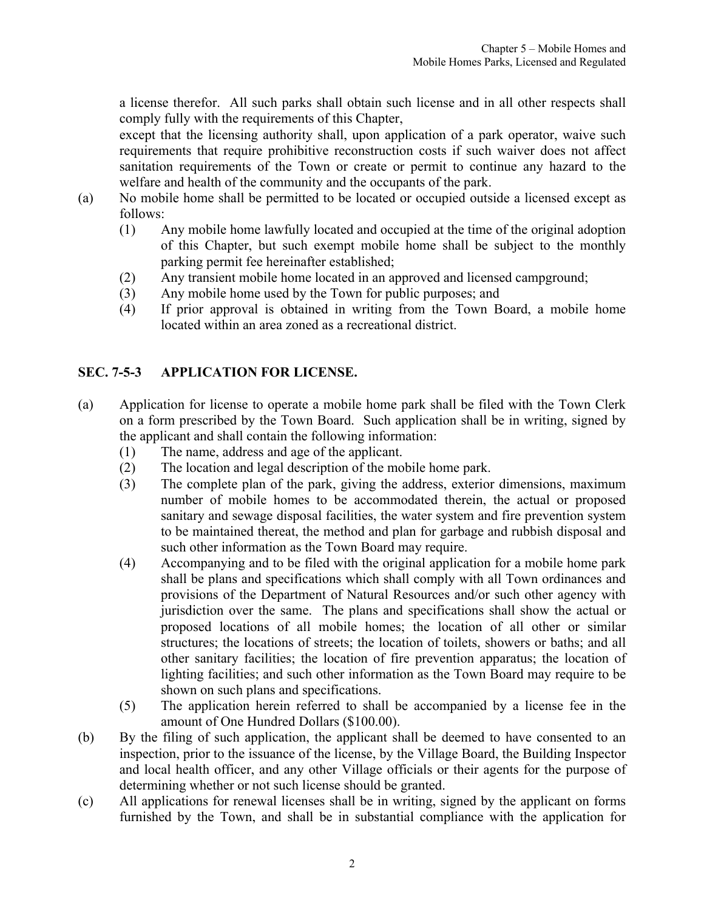a license therefor. All such parks shall obtain such license and in all other respects shall comply fully with the requirements of this Chapter,

except that the licensing authority shall, upon application of a park operator, waive such requirements that require prohibitive reconstruction costs if such waiver does not affect sanitation requirements of the Town or create or permit to continue any hazard to the welfare and health of the community and the occupants of the park.

(a) No mobile home shall be permitted to be located or occupied outside a licensed except as follows:
   (1) Any mobile home lawfully located and occupied at the time of the original adoption of this Chapter, but such exempt mobile home shall be subject to the monthly parking permit fee hereinafter established;
   (2) Any transient mobile home located in an approved and licensed campground;
   (3) Any mobile home used by the Town for public purposes; and
   (4) If prior approval is obtained in writing from the Town Board, a mobile home located within an area zoned as a recreational district.

## SEC. 7-5-3 APPLICATION FOR LICENSE.

(a) Application for license to operate a mobile home park shall be filed with the Town Clerk on a form prescribed by the Town Board. Such application shall be in writing, signed by the applicant and shall contain the following information:
   (1) The name, address and age of the applicant.
   (2) The location and legal description of the mobile home park.
   (3) The complete plan of the park, giving the address, exterior dimensions, maximum number of mobile homes to be accommodated therein, the actual or proposed sanitary and sewage disposal facilities, the water system and fire prevention system to be maintained thereat, the method and plan for garbage and rubbish disposal and such other information as the Town Board may require.
   (4) Accompanying and to be filed with the original application for a mobile home park shall be plans and specifications which shall comply with all Town ordinances and provisions of the Department of Natural Resources and/or such other agency with jurisdiction over the same. The plans and specifications shall show the actual or proposed locations of all mobile homes; the location of all other or similar structures; the locations of streets; the location of toilets, showers or baths; and all other sanitary facilities; the location of fire prevention apparatus; the location of lighting facilities; and such other information as the Town Board may require to be shown on such plans and specifications.
   (5) The application herein referred to shall be accompanied by a license fee in the amount of One Hundred Dollars ($100.00).

(b) By the filing of such application, the applicant shall be deemed to have consented to an inspection, prior to the issuance of the license, by the Village Board, the Building Inspector and local health officer, and any other Village officials or their agents for the purpose of determining whether or not such license should be granted.

(c) All applications for renewal licenses shall be in writing, signed by the applicant on forms furnished by the Town, and shall be in substantial compliance with the application for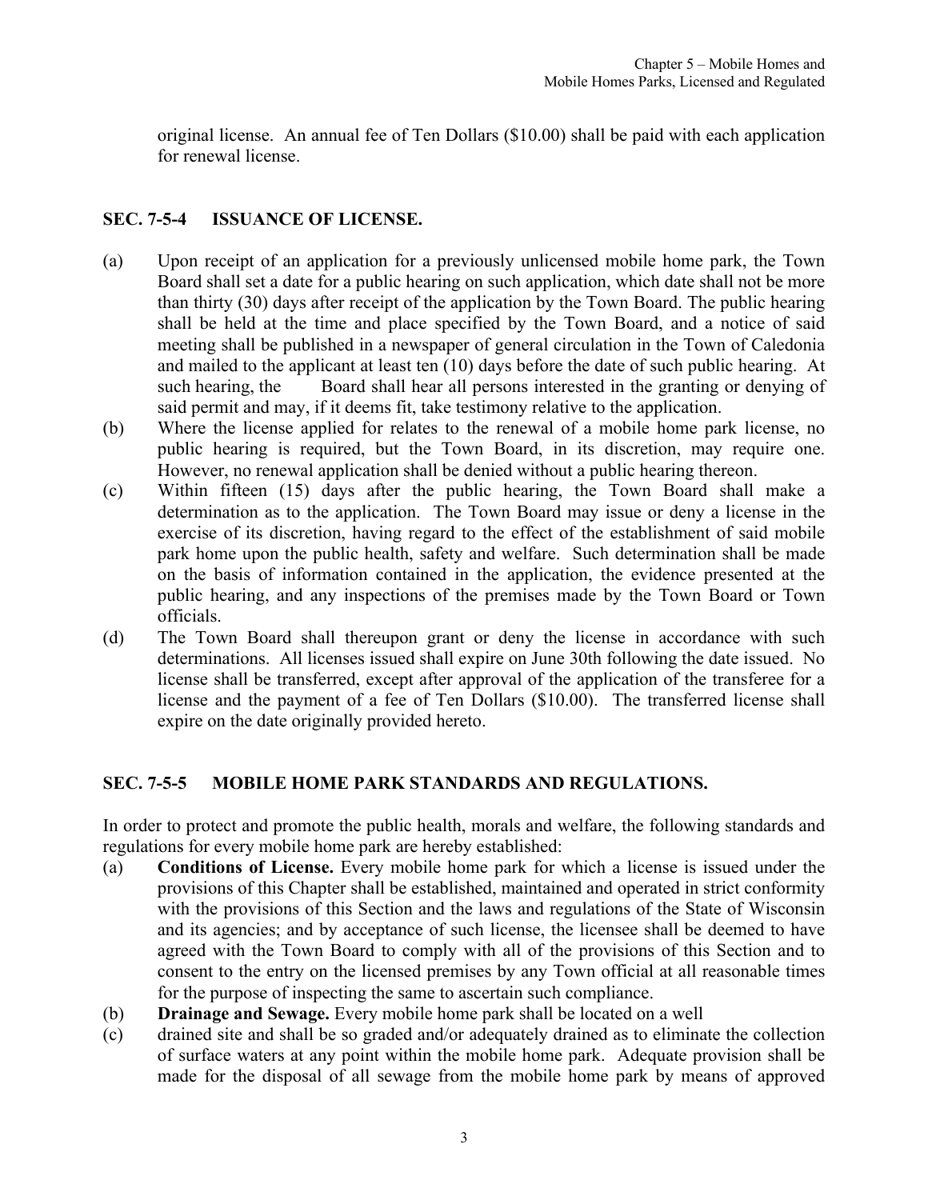original license. An annual fee of Ten Dollars ($10.00) shall be paid with each application for renewal license.

## SEC. 7-5-4 ISSUANCE OF LICENSE.

(a) Upon receipt of an application for a previously unlicensed mobile home park, the Town Board shall set a date for a public hearing on such application, which date shall not be more than thirty (30) days after receipt of the application by the Town Board. The public hearing shall be held at the time and place specified by the Town Board, and a notice of said meeting shall be published in a newspaper of general circulation in the Town of Caledonia and mailed to the applicant at least ten (10) days before the date of such public hearing. At such hearing, the Board shall hear all persons interested in the granting or denying of said permit and may, if it deems fit, take testimony relative to the application.

(b) Where the license applied for relates to the renewal of a mobile home park license, no public hearing is required, but the Town Board, in its discretion, may require one. However, no renewal application shall be denied without a public hearing thereon.

(c) Within fifteen (15) days after the public hearing, the Town Board shall make a determination as to the application. The Town Board may issue or deny a license in the exercise of its discretion, having regard to the effect of the establishment of said mobile park home upon the public health, safety and welfare. Such determination shall be made on the basis of information contained in the application, the evidence presented at the public hearing, and any inspections of the premises made by the Town Board or Town officials.

(d) The Town Board shall thereupon grant or deny the license in accordance with such determinations. All licenses issued shall expire on June 30th following the date issued. No license shall be transferred, except after approval of the application of the transferee for a license and the payment of a fee of Ten Dollars ($10.00). The transferred license shall expire on the date originally provided hereto.

## SEC. 7-5-5 MOBILE HOME PARK STANDARDS AND REGULATIONS.

In order to protect and promote the public health, morals and welfare, the following standards and regulations for every mobile home park are hereby established:

(a) **Conditions of License.** Every mobile home park for which a license is issued under the provisions of this Chapter shall be established, maintained and operated in strict conformity with the provisions of this Section and the laws and regulations of the State of Wisconsin and its agencies; and by acceptance of such license, the licensee shall be deemed to have agreed with the Town Board to comply with all of the provisions of this Section and to consent to the entry on the licensed premises by any Town official at all reasonable times for the purpose of inspecting the same to ascertain such compliance.

(b) **Drainage and Sewage.** Every mobile home park shall be located on a well

(c) drained site and shall be so graded and/or adequately drained as to eliminate the collection of surface waters at any point within the mobile home park. Adequate provision shall be made for the disposal of all sewage from the mobile home park by means of approved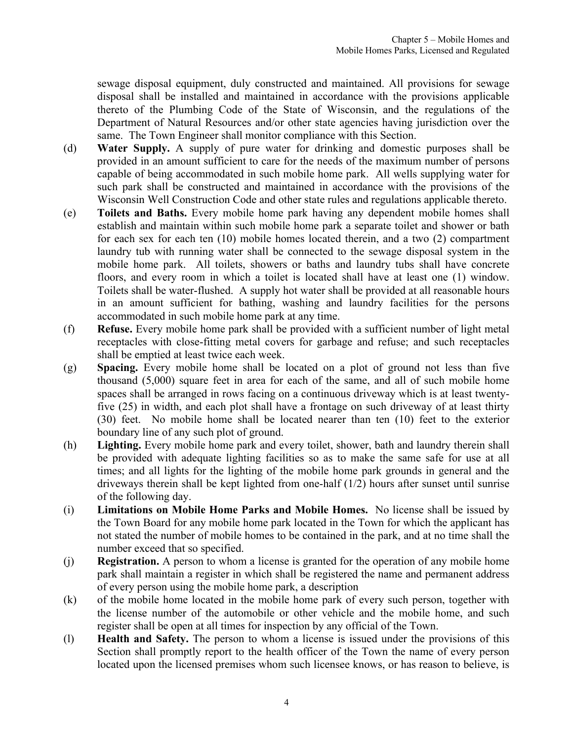sewage disposal equipment, duly constructed and maintained. All provisions for sewage disposal shall be installed and maintained in accordance with the provisions applicable thereto of the Plumbing Code of the State of Wisconsin, and the regulations of the Department of Natural Resources and/or other state agencies having jurisdiction over the same. The Town Engineer shall monitor compliance with this Section.

(d) **Water Supply.** A supply of pure water for drinking and domestic purposes shall be provided in an amount sufficient to care for the needs of the maximum number of persons capable of being accommodated in such mobile home park. All wells supplying water for such park shall be constructed and maintained in accordance with the provisions of the Wisconsin Well Construction Code and other state rules and regulations applicable thereto.

(e) **Toilets and Baths.** Every mobile home park having any dependent mobile homes shall establish and maintain within such mobile home park a separate toilet and shower or bath for each sex for each ten (10) mobile homes located therein, and a two (2) compartment laundry tub with running water shall be connected to the sewage disposal system in the mobile home park. All toilets, showers or baths and laundry tubs shall have concrete floors, and every room in which a toilet is located shall have at least one (1) window. Toilets shall be water-flushed. A supply hot water shall be provided at all reasonable hours in an amount sufficient for bathing, washing and laundry facilities for the persons accommodated in such mobile home park at any time.

(f) **Refuse.** Every mobile home park shall be provided with a sufficient number of light metal receptacles with close-fitting metal covers for garbage and refuse; and such receptacles shall be emptied at least twice each week.

(g) **Spacing.** Every mobile home shall be located on a plot of ground not less than five thousand (5,000) square feet in area for each of the same, and all of such mobile home spaces shall be arranged in rows facing on a continuous driveway which is at least twenty-five (25) in width, and each plot shall have a frontage on such driveway of at least thirty (30) feet. No mobile home shall be located nearer than ten (10) feet to the exterior boundary line of any such plot of ground.

(h) **Lighting.** Every mobile home park and every toilet, shower, bath and laundry therein shall be provided with adequate lighting facilities so as to make the same safe for use at all times; and all lights for the lighting of the mobile home park grounds in general and the driveways therein shall be kept lighted from one-half (1/2) hours after sunset until sunrise of the following day.

(i) **Limitations on Mobile Home Parks and Mobile Homes.** No license shall be issued by the Town Board for any mobile home park located in the Town for which the applicant has not stated the number of mobile homes to be contained in the park, and at no time shall the number exceed that so specified.

(j) **Registration.** A person to whom a license is granted for the operation of any mobile home park shall maintain a register in which shall be registered the name and permanent address of every person using the mobile home park, a description

(k) of the mobile home located in the mobile home park of every such person, together with the license number of the automobile or other vehicle and the mobile home, and such register shall be open at all times for inspection by any official of the Town.

(l) **Health and Safety.** The person to whom a license is issued under the provisions of this Section shall promptly report to the health officer of the Town the name of every person located upon the licensed premises whom such licensee knows, or has reason to believe, is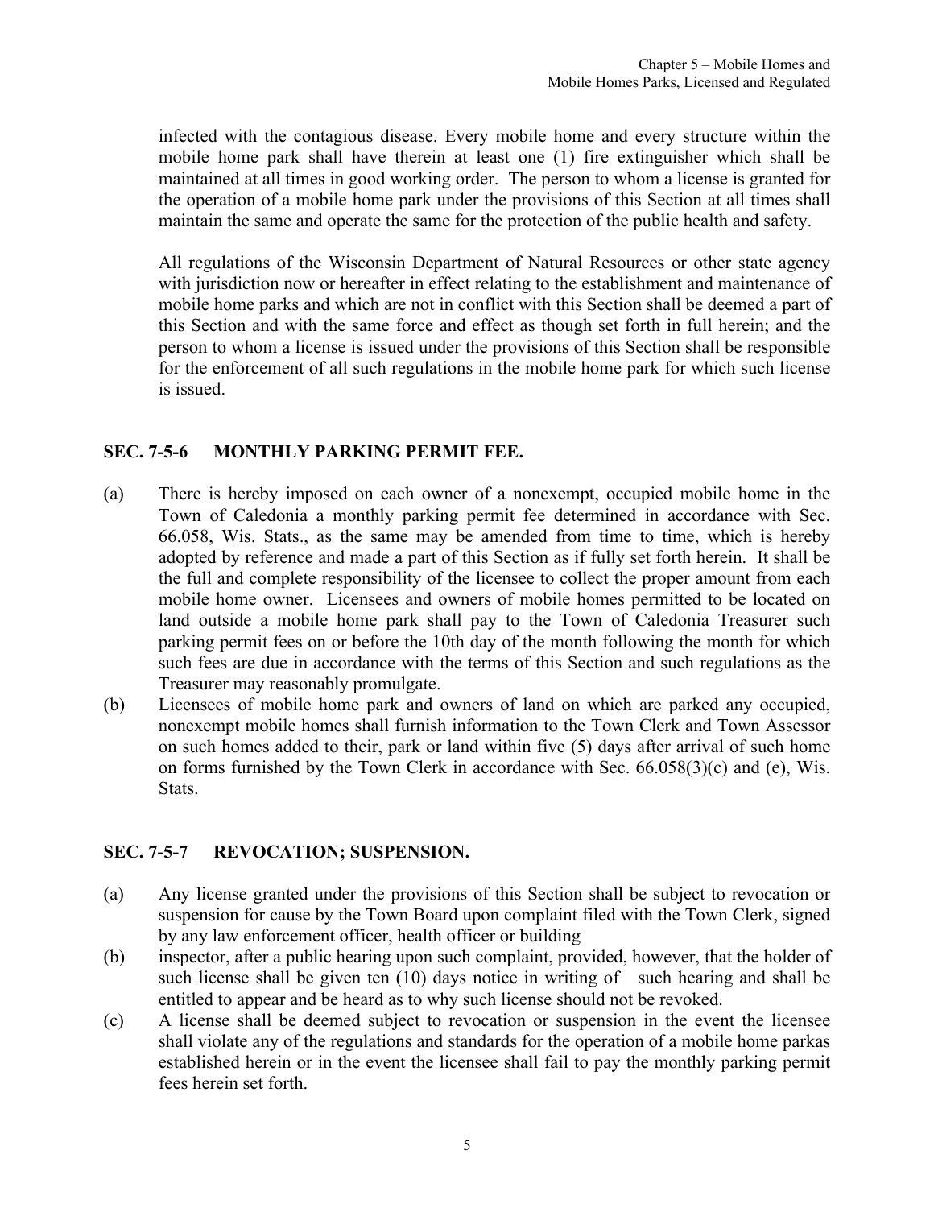infected with the contagious disease. Every mobile home and every structure within the mobile home park shall have therein at least one (1) fire extinguisher which shall be maintained at all times in good working order. The person to whom a license is granted for the operation of a mobile home park under the provisions of this Section at all times shall maintain the same and operate the same for the protection of the public health and safety.

All regulations of the Wisconsin Department of Natural Resources or other state agency with jurisdiction now or hereafter in effect relating to the establishment and maintenance of mobile home parks and which are not in conflict with this Section shall be deemed a part of this Section and with the same force and effect as though set forth in full herein; and the person to whom a license is issued under the provisions of this Section shall be responsible for the enforcement of all such regulations in the mobile home park for which such license is issued.

## SEC. 7-5-6 MONTHLY PARKING PERMIT FEE.

(a) There is hereby imposed on each owner of a nonexempt, occupied mobile home in the Town of Caledonia a monthly parking permit fee determined in accordance with Sec. 66.058, Wis. Stats., as the same may be amended from time to time, which is hereby adopted by reference and made a part of this Section as if fully set forth herein. It shall be the full and complete responsibility of the licensee to collect the proper amount from each mobile home owner. Licensees and owners of mobile homes permitted to be located on land outside a mobile home park shall pay to the Town of Caledonia Treasurer such parking permit fees on or before the 10th day of the month following the month for which such fees are due in accordance with the terms of this Section and such regulations as the Treasurer may reasonably promulgate.

(b) Licensees of mobile home park and owners of land on which are parked any occupied, nonexempt mobile homes shall furnish information to the Town Clerk and Town Assessor on such homes added to their, park or land within five (5) days after arrival of such home on forms furnished by the Town Clerk in accordance with Sec. 66.058(3)(c) and (e), Wis. Stats.

## SEC. 7-5-7 REVOCATION; SUSPENSION.

(a) Any license granted under the provisions of this Section shall be subject to revocation or suspension for cause by the Town Board upon complaint filed with the Town Clerk, signed by any law enforcement officer, health officer or building

(b) inspector, after a public hearing upon such complaint, provided, however, that the holder of such license shall be given ten (10) days notice in writing of such hearing and shall be entitled to appear and be heard as to why such license should not be revoked.

(c) A license shall be deemed subject to revocation or suspension in the event the licensee shall violate any of the regulations and standards for the operation of a mobile home parkas established herein or in the event the licensee shall fail to pay the monthly parking permit fees herein set forth.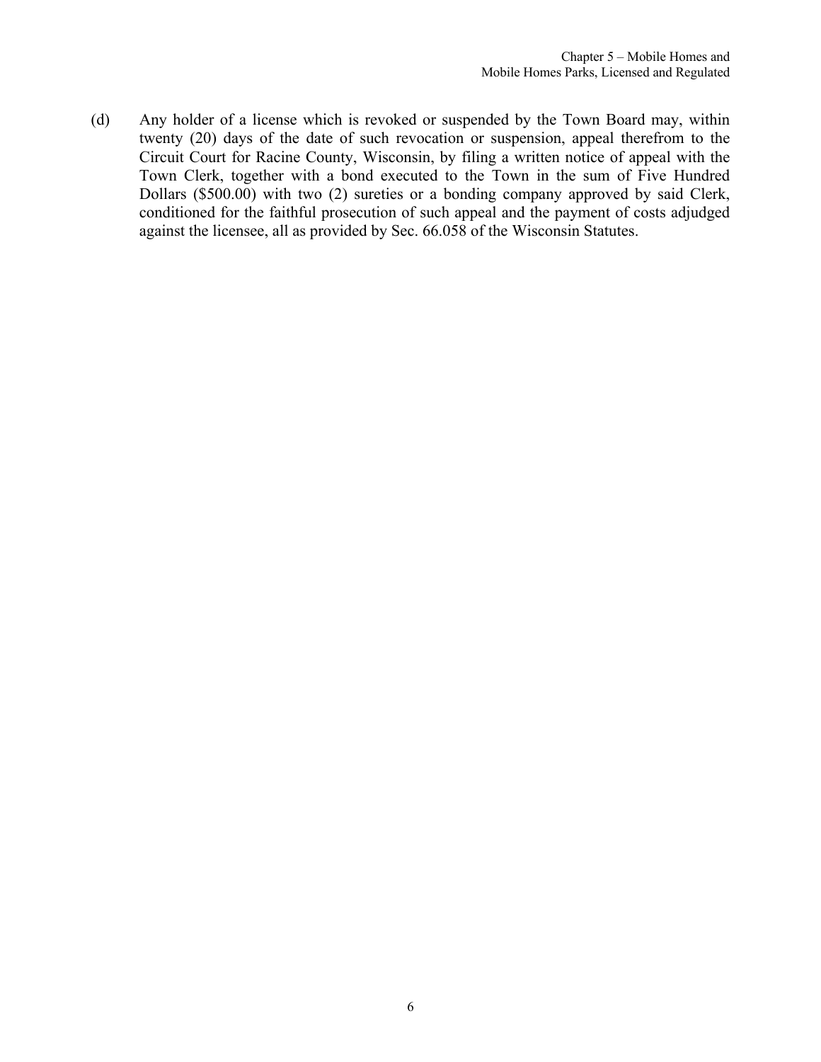(d) Any holder of a license which is revoked or suspended by the Town Board may, within twenty (20) days of the date of such revocation or suspension, appeal therefrom to the Circuit Court for Racine County, Wisconsin, by filing a written notice of appeal with the Town Clerk, together with a bond executed to the Town in the sum of Five Hundred Dollars ($500.00) with two (2) sureties or a bonding company approved by said Clerk, conditioned for the faithful prosecution of such appeal and the payment of costs adjudged against the licensee, all as provided by Sec. 66.058 of the Wisconsin Statutes.